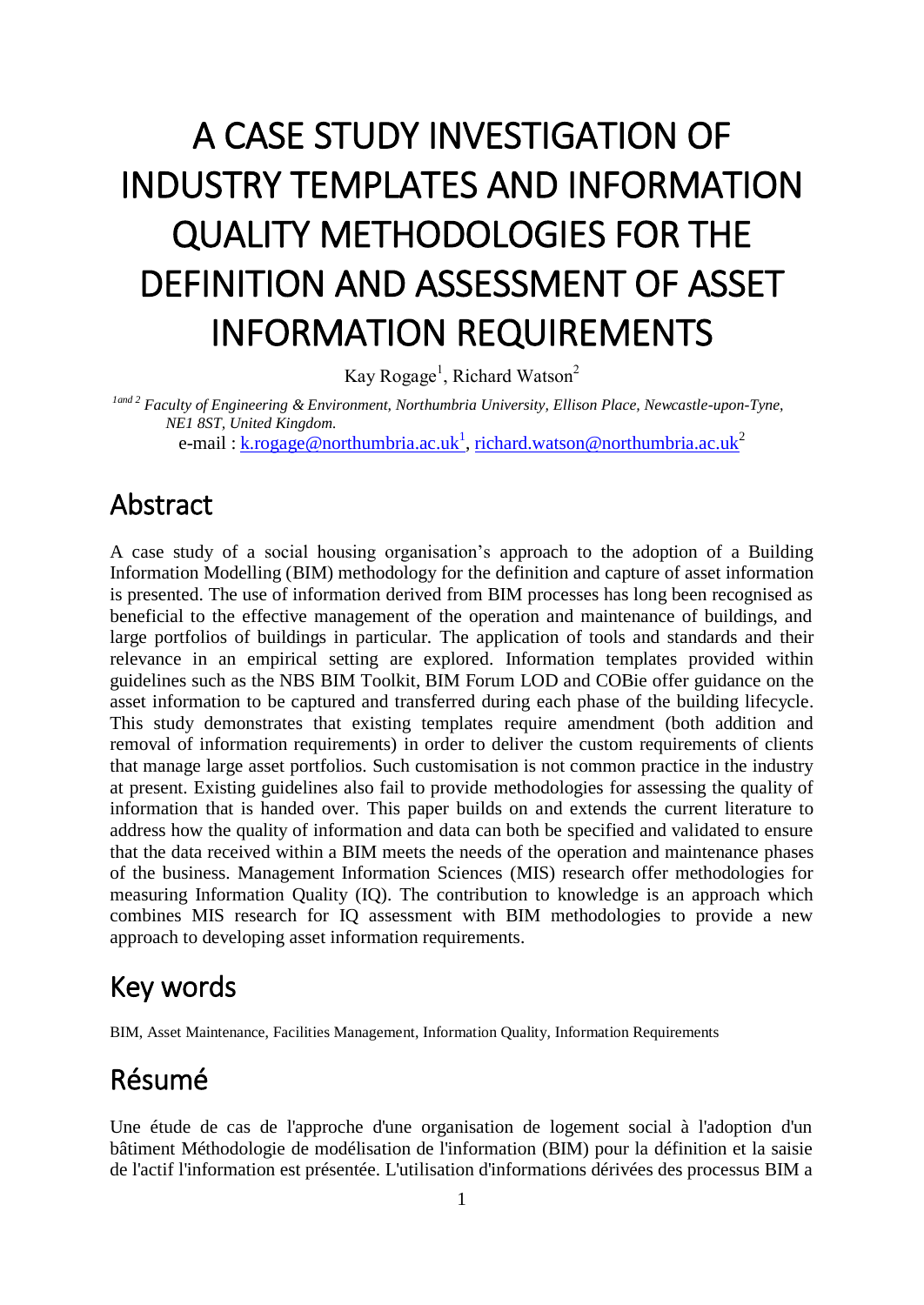# A CASE STUDY INVESTIGATION OF INDUSTRY TEMPLATES AND INFORMATION QUALITY METHODOLOGIES FOR THE DEFINITION AND ASSESSMENT OF ASSET INFORMATION REQUIREMENTS

Kay Rogage[1], Richard Watson[2]

[1 and 2] *Faculty of Engineering & Environment, Northumbria University, Ellison Place, Newcastle-upon-Tyne, NE1 8ST, United Kingdom.*

e-mail : k.rogage@northumbria.ac.uk[1], richard.watson@northumbria.ac.uk[2]

## Abstract

A case study of a social housing organisation's approach to the adoption of a Building Information Modelling (BIM) methodology for the definition and capture of asset information is presented. The use of information derived from BIM processes has long been recognised as beneficial to the effective management of the operation and maintenance of buildings, and large portfolios of buildings in particular. The application of tools and standards and their relevance in an empirical setting are explored. Information templates provided within guidelines such as the NBS BIM Toolkit, BIM Forum LOD and COBie offer guidance on the asset information to be captured and transferred during each phase of the building lifecycle. This study demonstrates that existing templates require amendment (both addition and removal of information requirements) in order to deliver the custom requirements of clients that manage large asset portfolios. Such customisation is not common practice in the industry at present. Existing guidelines also fail to provide methodologies for assessing the quality of information that is handed over. This paper builds on and extends the current literature to address how the quality of information and data can both be specified and validated to ensure that the data received within a BIM meets the needs of the operation and maintenance phases of the business. Management Information Sciences (MIS) research offer methodologies for measuring Information Quality (IQ). The contribution to knowledge is an approach which combines MIS research for IQ assessment with BIM methodologies to provide a new approach to developing asset information requirements.

## Key words

BIM, Asset Maintenance, Facilities Management, Information Quality, Information Requirements

## Résumé

Une étude de cas de l'approche d'une organisation de logement social à l'adoption d'un bâtiment Méthodologie de modélisation de l'information (BIM) pour la définition et la saisie de l'actif l'information est présentée. L'utilisation d'informations dérivées des processus BIM a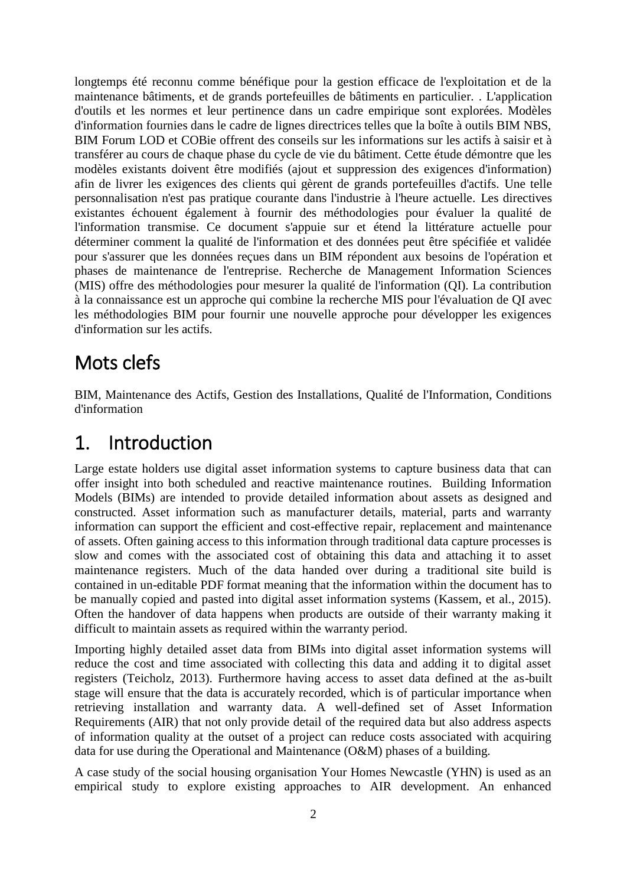longtemps été reconnu comme bénéfique pour la gestion efficace de l'exploitation et de la maintenance bâtiments, et de grands portefeuilles de bâtiments en particulier. . L'application d'outils et les normes et leur pertinence dans un cadre empirique sont explorées. Modèles d'information fournies dans le cadre de lignes directrices telles que la boîte à outils BIM NBS, BIM Forum LOD et COBie offrent des conseils sur les informations sur les actifs à saisir et à transférer au cours de chaque phase du cycle de vie du bâtiment. Cette étude démontre que les modèles existants doivent être modifiés (ajout et suppression des exigences d'information) afin de livrer les exigences des clients qui gèrent de grands portefeuilles d'actifs. Une telle personnalisation n'est pas pratique courante dans l'industrie à l'heure actuelle. Les directives existantes échouent également à fournir des méthodologies pour évaluer la qualité de l'information transmise. Ce document s'appuie sur et étend la littérature actuelle pour déterminer comment la qualité de l'information et des données peut être spécifiée et validée pour s'assurer que les données reçues dans un BIM répondent aux besoins de l'opération et phases de maintenance de l'entreprise. Recherche de Management Information Sciences (MIS) offre des méthodologies pour mesurer la qualité de l'information (QI). La contribution à la connaissance est un approche qui combine la recherche MIS pour l'évaluation de QI avec les méthodologies BIM pour fournir une nouvelle approche pour développer les exigences d'information sur les actifs.

## Mots clefs

BIM, Maintenance des Actifs, Gestion des Installations, Qualité de l'Information, Conditions d'information

# 1. Introduction

Large estate holders use digital asset information systems to capture business data that can offer insight into both scheduled and reactive maintenance routines. Building Information Models (BIMs) are intended to provide detailed information about assets as designed and constructed. Asset information such as manufacturer details, material, parts and warranty information can support the efficient and cost-effective repair, replacement and maintenance of assets. Often gaining access to this information through traditional data capture processes is slow and comes with the associated cost of obtaining this data and attaching it to asset maintenance registers. Much of the data handed over during a traditional site build is contained in un-editable PDF format meaning that the information within the document has to be manually copied and pasted into digital asset information systems (Kassem, et al., 2015). Often the handover of data happens when products are outside of their warranty making it difficult to maintain assets as required within the warranty period.

Importing highly detailed asset data from BIMs into digital asset information systems will reduce the cost and time associated with collecting this data and adding it to digital asset registers (Teicholz, 2013). Furthermore having access to asset data defined at the as-built stage will ensure that the data is accurately recorded, which is of particular importance when retrieving installation and warranty data. A well-defined set of Asset Information Requirements (AIR) that not only provide detail of the required data but also address aspects of information quality at the outset of a project can reduce costs associated with acquiring data for use during the Operational and Maintenance (O&M) phases of a building.

A case study of the social housing organisation Your Homes Newcastle (YHN) is used as an empirical study to explore existing approaches to AIR development. An enhanced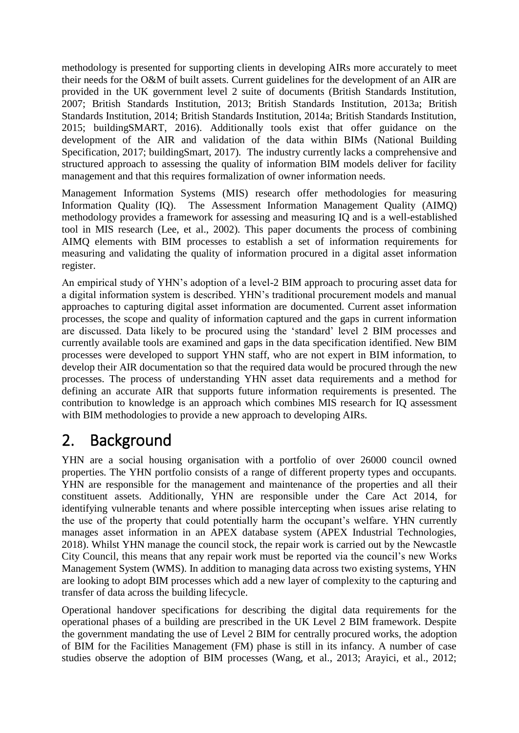methodology is presented for supporting clients in developing AIRs more accurately to meet their needs for the O&M of built assets. Current guidelines for the development of an AIR are provided in the UK government level 2 suite of documents (British Standards Institution, 2007; British Standards Institution, 2013; British Standards Institution, 2013a; British Standards Institution, 2014; British Standards Institution, 2014a; British Standards Institution, 2015; buildingSMART, 2016). Additionally tools exist that offer guidance on the development of the AIR and validation of the data within BIMs (National Building Specification, 2017; buildingSmart, 2017). The industry currently lacks a comprehensive and structured approach to assessing the quality of information BIM models deliver for facility management and that this requires formalization of owner information needs.

Management Information Systems (MIS) research offer methodologies for measuring Information Quality (IQ). The Assessment Information Management Quality (AIMQ) methodology provides a framework for assessing and measuring IQ and is a well-established tool in MIS research (Lee, et al., 2002). This paper documents the process of combining AIMQ elements with BIM processes to establish a set of information requirements for measuring and validating the quality of information procured in a digital asset information register.

An empirical study of YHN's adoption of a level-2 BIM approach to procuring asset data for a digital information system is described. YHN's traditional procurement models and manual approaches to capturing digital asset information are documented. Current asset information processes, the scope and quality of information captured and the gaps in current information are discussed. Data likely to be procured using the 'standard' level 2 BIM processes and currently available tools are examined and gaps in the data specification identified. New BIM processes were developed to support YHN staff, who are not expert in BIM information, to develop their AIR documentation so that the required data would be procured through the new processes. The process of understanding YHN asset data requirements and a method for defining an accurate AIR that supports future information requirements is presented. The contribution to knowledge is an approach which combines MIS research for IQ assessment with BIM methodologies to provide a new approach to developing AIRs.

## 2. Background

YHN are a social housing organisation with a portfolio of over 26000 council owned properties. The YHN portfolio consists of a range of different property types and occupants. YHN are responsible for the management and maintenance of the properties and all their constituent assets. Additionally, YHN are responsible under the Care Act 2014, for identifying vulnerable tenants and where possible intercepting when issues arise relating to the use of the property that could potentially harm the occupant's welfare. YHN currently manages asset information in an APEX database system (APEX Industrial Technologies, 2018). Whilst YHN manage the council stock, the repair work is carried out by the Newcastle City Council, this means that any repair work must be reported via the council's new Works Management System (WMS). In addition to managing data across two existing systems, YHN are looking to adopt BIM processes which add a new layer of complexity to the capturing and transfer of data across the building lifecycle.

Operational handover specifications for describing the digital data requirements for the operational phases of a building are prescribed in the UK Level 2 BIM framework. Despite the government mandating the use of Level 2 BIM for centrally procured works, the adoption of BIM for the Facilities Management (FM) phase is still in its infancy. A number of case studies observe the adoption of BIM processes (Wang, et al., 2013; Arayici, et al., 2012;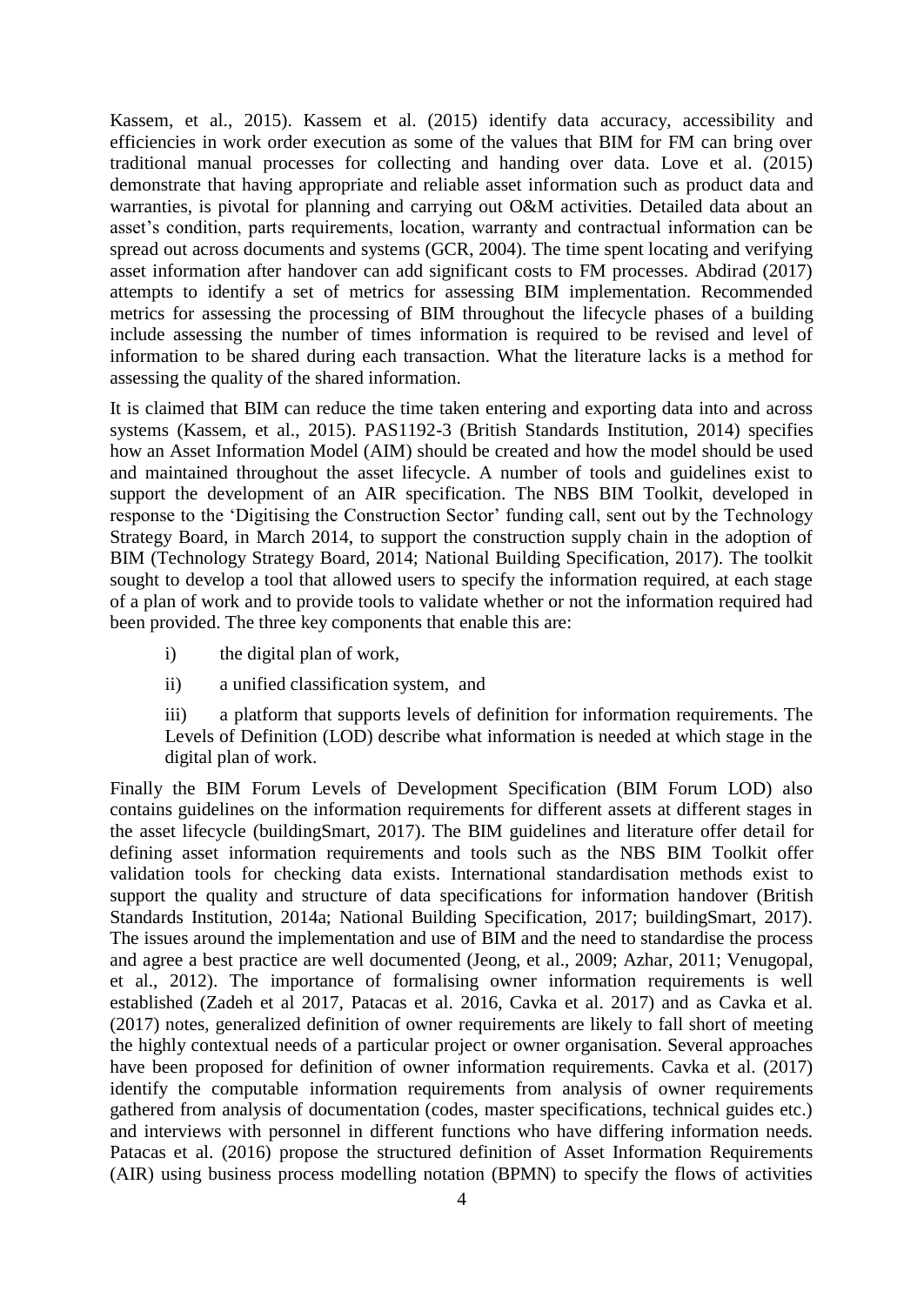Kassem, et al., 2015). Kassem et al. (2015) identify data accuracy, accessibility and efficiencies in work order execution as some of the values that BIM for FM can bring over traditional manual processes for collecting and handing over data. Love et al. (2015) demonstrate that having appropriate and reliable asset information such as product data and warranties, is pivotal for planning and carrying out O&M activities. Detailed data about an asset's condition, parts requirements, location, warranty and contractual information can be spread out across documents and systems (GCR, 2004). The time spent locating and verifying asset information after handover can add significant costs to FM processes. Abdirad (2017) attempts to identify a set of metrics for assessing BIM implementation. Recommended metrics for assessing the processing of BIM throughout the lifecycle phases of a building include assessing the number of times information is required to be revised and level of information to be shared during each transaction. What the literature lacks is a method for assessing the quality of the shared information.

It is claimed that BIM can reduce the time taken entering and exporting data into and across systems (Kassem, et al., 2015). PAS1192-3 (British Standards Institution, 2014) specifies how an Asset Information Model (AIM) should be created and how the model should be used and maintained throughout the asset lifecycle. A number of tools and guidelines exist to support the development of an AIR specification. The NBS BIM Toolkit, developed in response to the 'Digitising the Construction Sector' funding call, sent out by the Technology Strategy Board, in March 2014, to support the construction supply chain in the adoption of BIM (Technology Strategy Board, 2014; National Building Specification, 2017). The toolkit sought to develop a tool that allowed users to specify the information required, at each stage of a plan of work and to provide tools to validate whether or not the information required had been provided. The three key components that enable this are:

i) the digital plan of work,

ii) a unified classification system, and

iii) a platform that supports levels of definition for information requirements. The Levels of Definition (LOD) describe what information is needed at which stage in the digital plan of work.

Finally the BIM Forum Levels of Development Specification (BIM Forum LOD) also contains guidelines on the information requirements for different assets at different stages in the asset lifecycle (buildingSmart, 2017). The BIM guidelines and literature offer detail for defining asset information requirements and tools such as the NBS BIM Toolkit offer validation tools for checking data exists. International standardisation methods exist to support the quality and structure of data specifications for information handover (British Standards Institution, 2014a; National Building Specification, 2017; buildingSmart, 2017). The issues around the implementation and use of BIM and the need to standardise the process and agree a best practice are well documented (Jeong, et al., 2009; Azhar, 2011; Venugopal, et al., 2012). The importance of formalising owner information requirements is well established (Zadeh et al 2017, Patacas et al. 2016, Cavka et al. 2017) and as Cavka et al. (2017) notes, generalized definition of owner requirements are likely to fall short of meeting the highly contextual needs of a particular project or owner organisation. Several approaches have been proposed for definition of owner information requirements. Cavka et al. (2017) identify the computable information requirements from analysis of owner requirements gathered from analysis of documentation (codes, master specifications, technical guides etc.) and interviews with personnel in different functions who have differing information needs. Patacas et al. (2016) propose the structured definition of Asset Information Requirements (AIR) using business process modelling notation (BPMN) to specify the flows of activities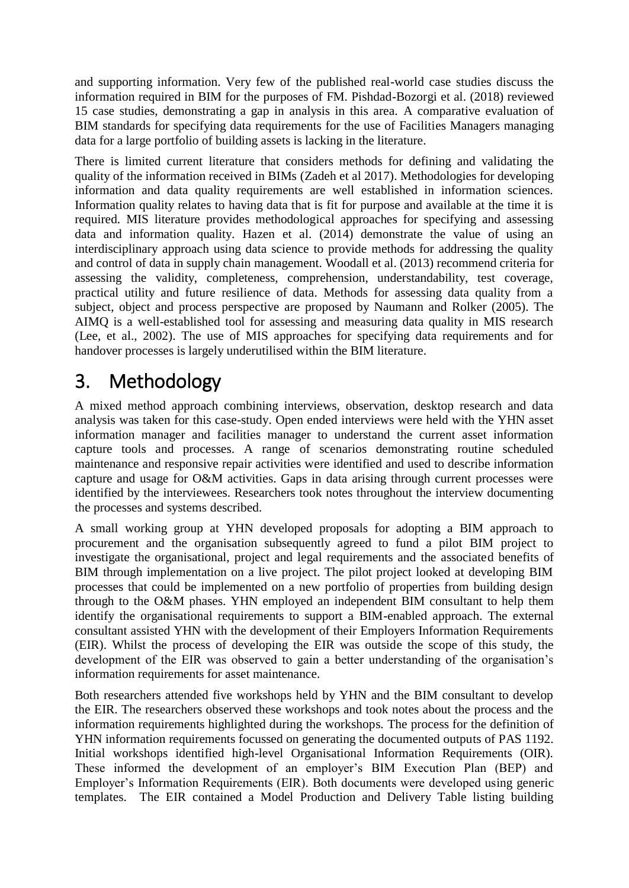and supporting information. Very few of the published real-world case studies discuss the information required in BIM for the purposes of FM. Pishdad-Bozorgi et al. (2018) reviewed 15 case studies, demonstrating a gap in analysis in this area. A comparative evaluation of BIM standards for specifying data requirements for the use of Facilities Managers managing data for a large portfolio of building assets is lacking in the literature.

There is limited current literature that considers methods for defining and validating the quality of the information received in BIMs (Zadeh et al 2017). Methodologies for developing information and data quality requirements are well established in information sciences. Information quality relates to having data that is fit for purpose and available at the time it is required. MIS literature provides methodological approaches for specifying and assessing data and information quality. Hazen et al. (2014) demonstrate the value of using an interdisciplinary approach using data science to provide methods for addressing the quality and control of data in supply chain management. Woodall et al. (2013) recommend criteria for assessing the validity, completeness, comprehension, understandability, test coverage, practical utility and future resilience of data. Methods for assessing data quality from a subject, object and process perspective are proposed by Naumann and Rolker (2005). The AIMQ is a well-established tool for assessing and measuring data quality in MIS research (Lee, et al., 2002). The use of MIS approaches for specifying data requirements and for handover processes is largely underutilised within the BIM literature.

# 3. Methodology

A mixed method approach combining interviews, observation, desktop research and data analysis was taken for this case-study. Open ended interviews were held with the YHN asset information manager and facilities manager to understand the current asset information capture tools and processes. A range of scenarios demonstrating routine scheduled maintenance and responsive repair activities were identified and used to describe information capture and usage for O&M activities. Gaps in data arising through current processes were identified by the interviewees. Researchers took notes throughout the interview documenting the processes and systems described.

A small working group at YHN developed proposals for adopting a BIM approach to procurement and the organisation subsequently agreed to fund a pilot BIM project to investigate the organisational, project and legal requirements and the associated benefits of BIM through implementation on a live project. The pilot project looked at developing BIM processes that could be implemented on a new portfolio of properties from building design through to the O&M phases. YHN employed an independent BIM consultant to help them identify the organisational requirements to support a BIM-enabled approach. The external consultant assisted YHN with the development of their Employers Information Requirements (EIR). Whilst the process of developing the EIR was outside the scope of this study, the development of the EIR was observed to gain a better understanding of the organisation's information requirements for asset maintenance.

Both researchers attended five workshops held by YHN and the BIM consultant to develop the EIR. The researchers observed these workshops and took notes about the process and the information requirements highlighted during the workshops. The process for the definition of YHN information requirements focussed on generating the documented outputs of PAS 1192. Initial workshops identified high-level Organisational Information Requirements (OIR). These informed the development of an employer's BIM Execution Plan (BEP) and Employer's Information Requirements (EIR). Both documents were developed using generic templates. The EIR contained a Model Production and Delivery Table listing building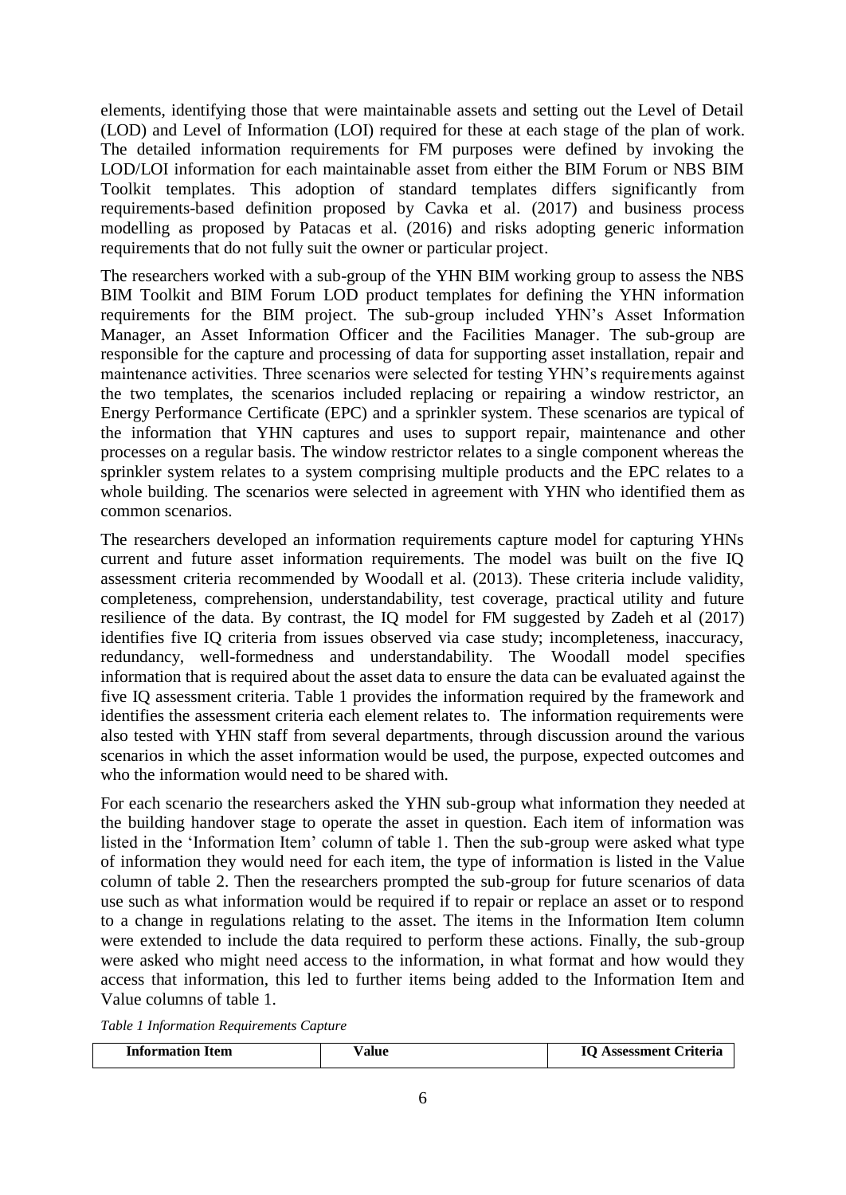elements, identifying those that were maintainable assets and setting out the Level of Detail (LOD) and Level of Information (LOI) required for these at each stage of the plan of work. The detailed information requirements for FM purposes were defined by invoking the LOD/LOI information for each maintainable asset from either the BIM Forum or NBS BIM Toolkit templates. This adoption of standard templates differs significantly from requirements-based definition proposed by Cavka et al. (2017) and business process modelling as proposed by Patacas et al. (2016) and risks adopting generic information requirements that do not fully suit the owner or particular project.

The researchers worked with a sub-group of the YHN BIM working group to assess the NBS BIM Toolkit and BIM Forum LOD product templates for defining the YHN information requirements for the BIM project. The sub-group included YHN's Asset Information Manager, an Asset Information Officer and the Facilities Manager. The sub-group are responsible for the capture and processing of data for supporting asset installation, repair and maintenance activities. Three scenarios were selected for testing YHN's requirements against the two templates, the scenarios included replacing or repairing a window restrictor, an Energy Performance Certificate (EPC) and a sprinkler system. These scenarios are typical of the information that YHN captures and uses to support repair, maintenance and other processes on a regular basis. The window restrictor relates to a single component whereas the sprinkler system relates to a system comprising multiple products and the EPC relates to a whole building. The scenarios were selected in agreement with YHN who identified them as common scenarios.

The researchers developed an information requirements capture model for capturing YHNs current and future asset information requirements. The model was built on the five IQ assessment criteria recommended by Woodall et al. (2013). These criteria include validity, completeness, comprehension, understandability, test coverage, practical utility and future resilience of the data. By contrast, the IQ model for FM suggested by Zadeh et al (2017) identifies five IQ criteria from issues observed via case study; incompleteness, inaccuracy, redundancy, well-formedness and understandability. The Woodall model specifies information that is required about the asset data to ensure the data can be evaluated against the five IQ assessment criteria. Table 1 provides the information required by the framework and identifies the assessment criteria each element relates to. The information requirements were also tested with YHN staff from several departments, through discussion around the various scenarios in which the asset information would be used, the purpose, expected outcomes and who the information would need to be shared with.

For each scenario the researchers asked the YHN sub-group what information they needed at the building handover stage to operate the asset in question. Each item of information was listed in the 'Information Item' column of table 1. Then the sub-group were asked what type of information they would need for each item, the type of information is listed in the Value column of table 2. Then the researchers prompted the sub-group for future scenarios of data use such as what information would be required if to repair or replace an asset or to respond to a change in regulations relating to the asset. The items in the Information Item column were extended to include the data required to perform these actions. Finally, the sub-group were asked who might need access to the information, in what format and how would they access that information, this led to further items being added to the Information Item and Value columns of table 1.

*Table 1 Information Requirements Capture*

| Information Item | Value | IQ Assessment Criteria |
| --- | --- | --- |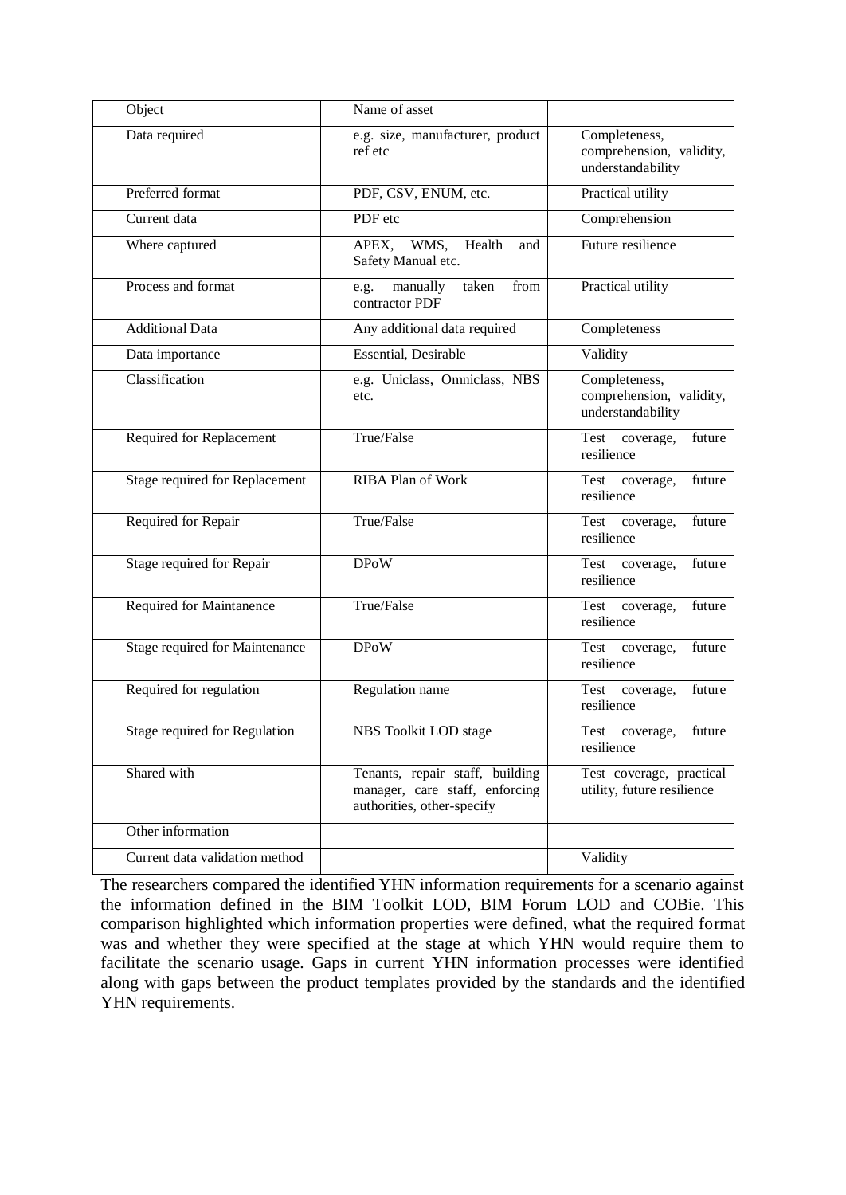| Object | Name of asset | |
|---|---|---|
| Data required | e.g. size, manufacturer, product ref etc | Completeness, comprehension, validity, understandability |
| Preferred format | PDF, CSV, ENUM, etc. | Practical utility |
| Current data | PDF etc | Comprehension |
| Where captured | APEX, WMS, Health and Safety Manual etc. | Future resilience |
| Process and format | e.g. manually taken from contractor PDF | Practical utility |
| Additional Data | Any additional data required | Completeness |
| Data importance | Essential, Desirable | Validity |
| Classification | e.g. Uniclass, Omniclass, NBS etc. | Completeness, comprehension, validity, understandability |
| Required for Replacement | True/False | Test coverage, future resilience |
| Stage required for Replacement | RIBA Plan of Work | Test coverage, future resilience |
| Required for Repair | True/False | Test coverage, future resilience |
| Stage required for Repair | DPoW | Test coverage, future resilience |
| Required for Maintanence | True/False | Test coverage, future resilience |
| Stage required for Maintenance | DPoW | Test coverage, future resilience |
| Required for regulation | Regulation name | Test coverage, future resilience |
| Stage required for Regulation | NBS Toolkit LOD stage | Test coverage, future resilience |
| Shared with | Tenants, repair staff, building manager, care staff, enforcing authorities, other-specify | Test coverage, practical utility, future resilience |
| Other information | | |
| Current data validation method | | Validity |

The researchers compared the identified YHN information requirements for a scenario against the information defined in the BIM Toolkit LOD, BIM Forum LOD and COBie. This comparison highlighted which information properties were defined, what the required format was and whether they were specified at the stage at which YHN would require them to facilitate the scenario usage. Gaps in current YHN information processes were identified along with gaps between the product templates provided by the standards and the identified YHN requirements.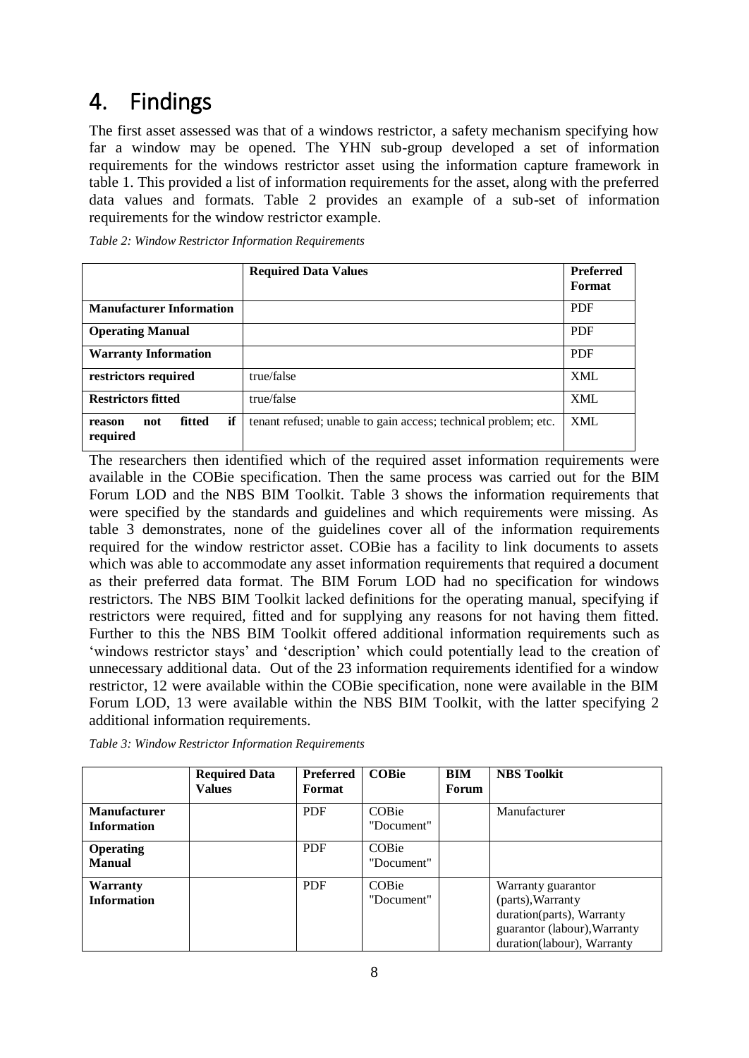# 4. Findings

The first asset assessed was that of a windows restrictor, a safety mechanism specifying how far a window may be opened. The YHN sub-group developed a set of information requirements for the windows restrictor asset using the information capture framework in table 1. This provided a list of information requirements for the asset, along with the preferred data values and formats. Table 2 provides an example of a sub-set of information requirements for the window restrictor example.

*Table 2: Window Restrictor Information Requirements*

| | Required Data Values | Preferred Format |
|---|---|---|
| **Manufacturer Information** | | PDF |
| **Operating Manual** | | PDF |
| **Warranty Information** | | PDF |
| **restrictors required** | true/false | XML |
| **Restrictors fitted** | true/false | XML |
| **reason not fitted if required** | tenant refused; unable to gain access; technical problem; etc. | XML |

The researchers then identified which of the required asset information requirements were available in the COBie specification. Then the same process was carried out for the BIM Forum LOD and the NBS BIM Toolkit. Table 3 shows the information requirements that were specified by the standards and guidelines and which requirements were missing. As table 3 demonstrates, none of the guidelines cover all of the information requirements required for the window restrictor asset. COBie has a facility to link documents to assets which was able to accommodate any asset information requirements that required a document as their preferred data format. The BIM Forum LOD had no specification for windows restrictors. The NBS BIM Toolkit lacked definitions for the operating manual, specifying if restrictors were required, fitted and for supplying any reasons for not having them fitted. Further to this the NBS BIM Toolkit offered additional information requirements such as 'windows restrictor stays' and 'description' which could potentially lead to the creation of unnecessary additional data. Out of the 23 information requirements identified for a window restrictor, 12 were available within the COBie specification, none were available in the BIM Forum LOD, 13 were available within the NBS BIM Toolkit, with the latter specifying 2 additional information requirements.

*Table 3: Window Restrictor Information Requirements*

| | Required Data Values | Preferred Format | COBie | BIM Forum | NBS Toolkit |
|---|---|---|---|---|---|
| **Manufacturer Information** | | PDF | COBie "Document" | | Manufacturer |
| **Operating Manual** | | PDF | COBie "Document" | | |
| **Warranty Information** | | PDF | COBie "Document" | | Warranty guarantor (parts), Warranty duration(parts), Warranty guarantor (labour), Warranty duration(labour), Warranty |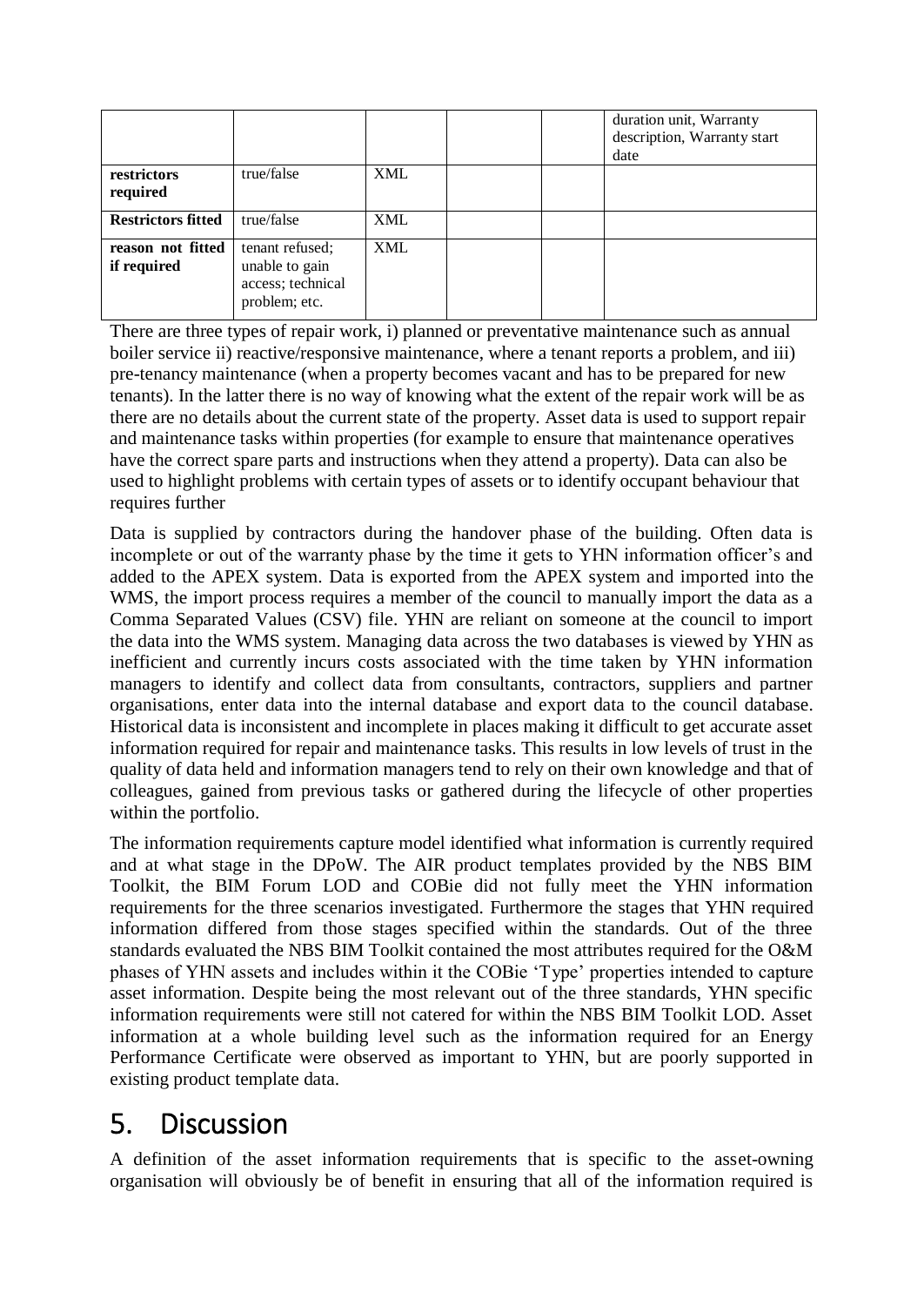| | | | | | duration unit, Warranty description, Warranty start date |
|---|---|---|---|---|---|
| **restrictors required** | true/false | XML | | | |
| **Restrictors fitted** | true/false | XML | | | |
| **reason not fitted if required** | tenant refused; unable to gain access; technical problem; etc. | XML | | | |

There are three types of repair work, i) planned or preventative maintenance such as annual boiler service ii) reactive/responsive maintenance, where a tenant reports a problem, and iii) pre-tenancy maintenance (when a property becomes vacant and has to be prepared for new tenants). In the latter there is no way of knowing what the extent of the repair work will be as there are no details about the current state of the property. Asset data is used to support repair and maintenance tasks within properties (for example to ensure that maintenance operatives have the correct spare parts and instructions when they attend a property). Data can also be used to highlight problems with certain types of assets or to identify occupant behaviour that requires further

Data is supplied by contractors during the handover phase of the building. Often data is incomplete or out of the warranty phase by the time it gets to YHN information officer's and added to the APEX system. Data is exported from the APEX system and imported into the WMS, the import process requires a member of the council to manually import the data as a Comma Separated Values (CSV) file. YHN are reliant on someone at the council to import the data into the WMS system. Managing data across the two databases is viewed by YHN as inefficient and currently incurs costs associated with the time taken by YHN information managers to identify and collect data from consultants, contractors, suppliers and partner organisations, enter data into the internal database and export data to the council database. Historical data is inconsistent and incomplete in places making it difficult to get accurate asset information required for repair and maintenance tasks. This results in low levels of trust in the quality of data held and information managers tend to rely on their own knowledge and that of colleagues, gained from previous tasks or gathered during the lifecycle of other properties within the portfolio.

The information requirements capture model identified what information is currently required and at what stage in the DPoW. The AIR product templates provided by the NBS BIM Toolkit, the BIM Forum LOD and COBie did not fully meet the YHN information requirements for the three scenarios investigated. Furthermore the stages that YHN required information differed from those stages specified within the standards. Out of the three standards evaluated the NBS BIM Toolkit contained the most attributes required for the O&M phases of YHN assets and includes within it the COBie 'Type' properties intended to capture asset information. Despite being the most relevant out of the three standards, YHN specific information requirements were still not catered for within the NBS BIM Toolkit LOD. Asset information at a whole building level such as the information required for an Energy Performance Certificate were observed as important to YHN, but are poorly supported in existing product template data.

# 5. Discussion

A definition of the asset information requirements that is specific to the asset-owning organisation will obviously be of benefit in ensuring that all of the information required is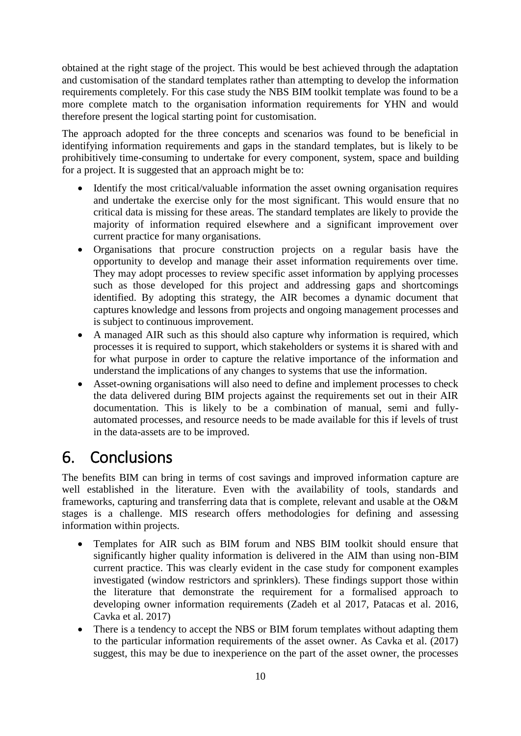obtained at the right stage of the project. This would be best achieved through the adaptation and customisation of the standard templates rather than attempting to develop the information requirements completely. For this case study the NBS BIM toolkit template was found to be a more complete match to the organisation information requirements for YHN and would therefore present the logical starting point for customisation.

The approach adopted for the three concepts and scenarios was found to be beneficial in identifying information requirements and gaps in the standard templates, but is likely to be prohibitively time-consuming to undertake for every component, system, space and building for a project. It is suggested that an approach might be to:

- Identify the most critical/valuable information the asset owning organisation requires and undertake the exercise only for the most significant. This would ensure that no critical data is missing for these areas. The standard templates are likely to provide the majority of information required elsewhere and a significant improvement over current practice for many organisations.
- Organisations that procure construction projects on a regular basis have the opportunity to develop and manage their asset information requirements over time. They may adopt processes to review specific asset information by applying processes such as those developed for this project and addressing gaps and shortcomings identified. By adopting this strategy, the AIR becomes a dynamic document that captures knowledge and lessons from projects and ongoing management processes and is subject to continuous improvement.
- A managed AIR such as this should also capture why information is required, which processes it is required to support, which stakeholders or systems it is shared with and for what purpose in order to capture the relative importance of the information and understand the implications of any changes to systems that use the information.
- Asset-owning organisations will also need to define and implement processes to check the data delivered during BIM projects against the requirements set out in their AIR documentation. This is likely to be a combination of manual, semi and fully-automated processes, and resource needs to be made available for this if levels of trust in the data-assets are to be improved.

# 6. Conclusions

The benefits BIM can bring in terms of cost savings and improved information capture are well established in the literature. Even with the availability of tools, standards and frameworks, capturing and transferring data that is complete, relevant and usable at the O&M stages is a challenge. MIS research offers methodologies for defining and assessing information within projects.

- Templates for AIR such as BIM forum and NBS BIM toolkit should ensure that significantly higher quality information is delivered in the AIM than using non-BIM current practice. This was clearly evident in the case study for component examples investigated (window restrictors and sprinklers). These findings support those within the literature that demonstrate the requirement for a formalised approach to developing owner information requirements (Zadeh et al 2017, Patacas et al. 2016, Cavka et al. 2017)
- There is a tendency to accept the NBS or BIM forum templates without adapting them to the particular information requirements of the asset owner. As Cavka et al. (2017) suggest, this may be due to inexperience on the part of the asset owner, the processes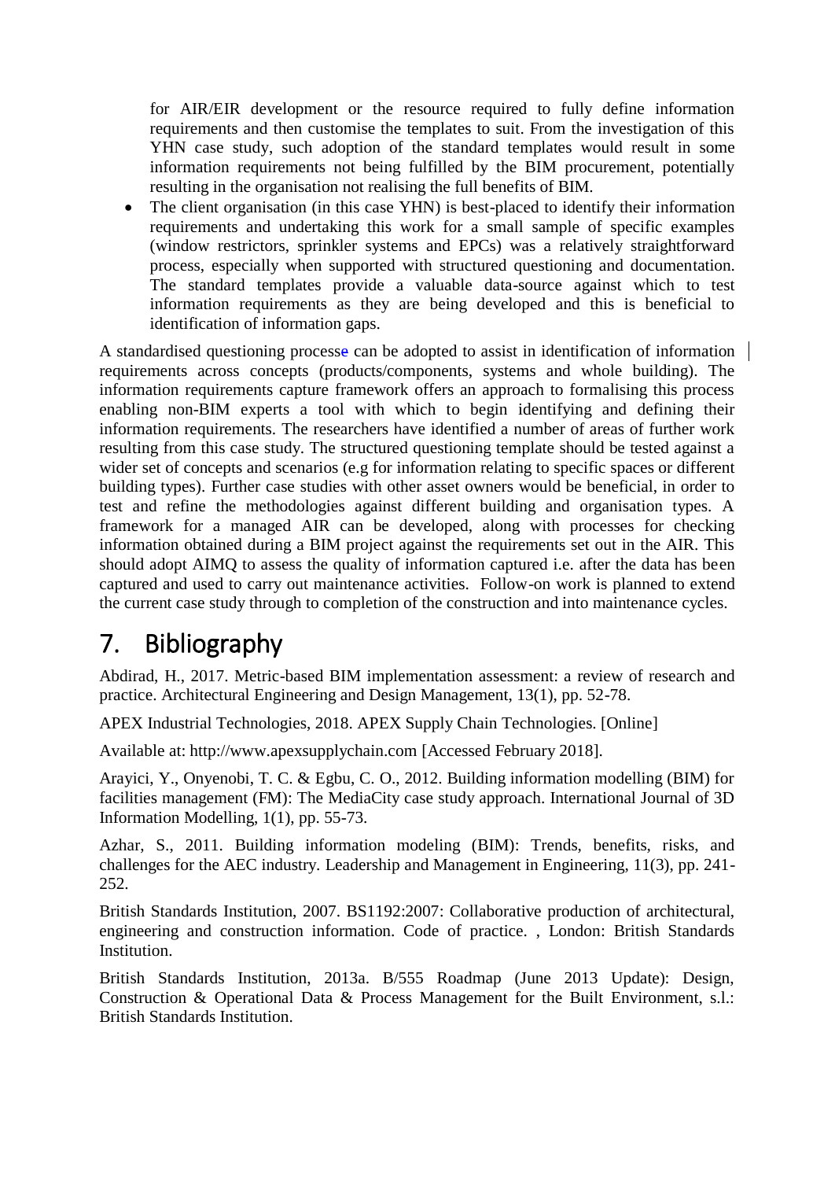for AIR/EIR development or the resource required to fully define information requirements and then customise the templates to suit. From the investigation of this YHN case study, such adoption of the standard templates would result in some information requirements not being fulfilled by the BIM procurement, potentially resulting in the organisation not realising the full benefits of BIM.

- The client organisation (in this case YHN) is best-placed to identify their information requirements and undertaking this work for a small sample of specific examples (window restrictors, sprinkler systems and EPCs) was a relatively straightforward process, especially when supported with structured questioning and documentation. The standard templates provide a valuable data-source against which to test information requirements as they are being developed and this is beneficial to identification of information gaps.

A standardised questioning processe can be adopted to assist in identification of information requirements across concepts (products/components, systems and whole building). The information requirements capture framework offers an approach to formalising this process enabling non-BIM experts a tool with which to begin identifying and defining their information requirements. The researchers have identified a number of areas of further work resulting from this case study. The structured questioning template should be tested against a wider set of concepts and scenarios (e.g for information relating to specific spaces or different building types). Further case studies with other asset owners would be beneficial, in order to test and refine the methodologies against different building and organisation types. A framework for a managed AIR can be developed, along with processes for checking information obtained during a BIM project against the requirements set out in the AIR. This should adopt AIMQ to assess the quality of information captured i.e. after the data has been captured and used to carry out maintenance activities. Follow-on work is planned to extend the current case study through to completion of the construction and into maintenance cycles.

# 7. Bibliography

Abdirad, H., 2017. Metric-based BIM implementation assessment: a review of research and practice. Architectural Engineering and Design Management, 13(1), pp. 52-78.

APEX Industrial Technologies, 2018. APEX Supply Chain Technologies. [Online]

Available at: http://www.apexsupplychain.com [Accessed February 2018].

Arayici, Y., Onyenobi, T. C. & Egbu, C. O., 2012. Building information modelling (BIM) for facilities management (FM): The MediaCity case study approach. International Journal of 3D Information Modelling, 1(1), pp. 55-73.

Azhar, S., 2011. Building information modeling (BIM): Trends, benefits, risks, and challenges for the AEC industry. Leadership and Management in Engineering, 11(3), pp. 241-252.

British Standards Institution, 2007. BS1192:2007: Collaborative production of architectural, engineering and construction information. Code of practice. , London: British Standards Institution.

British Standards Institution, 2013a. B/555 Roadmap (June 2013 Update): Design, Construction & Operational Data & Process Management for the Built Environment, s.l.: British Standards Institution.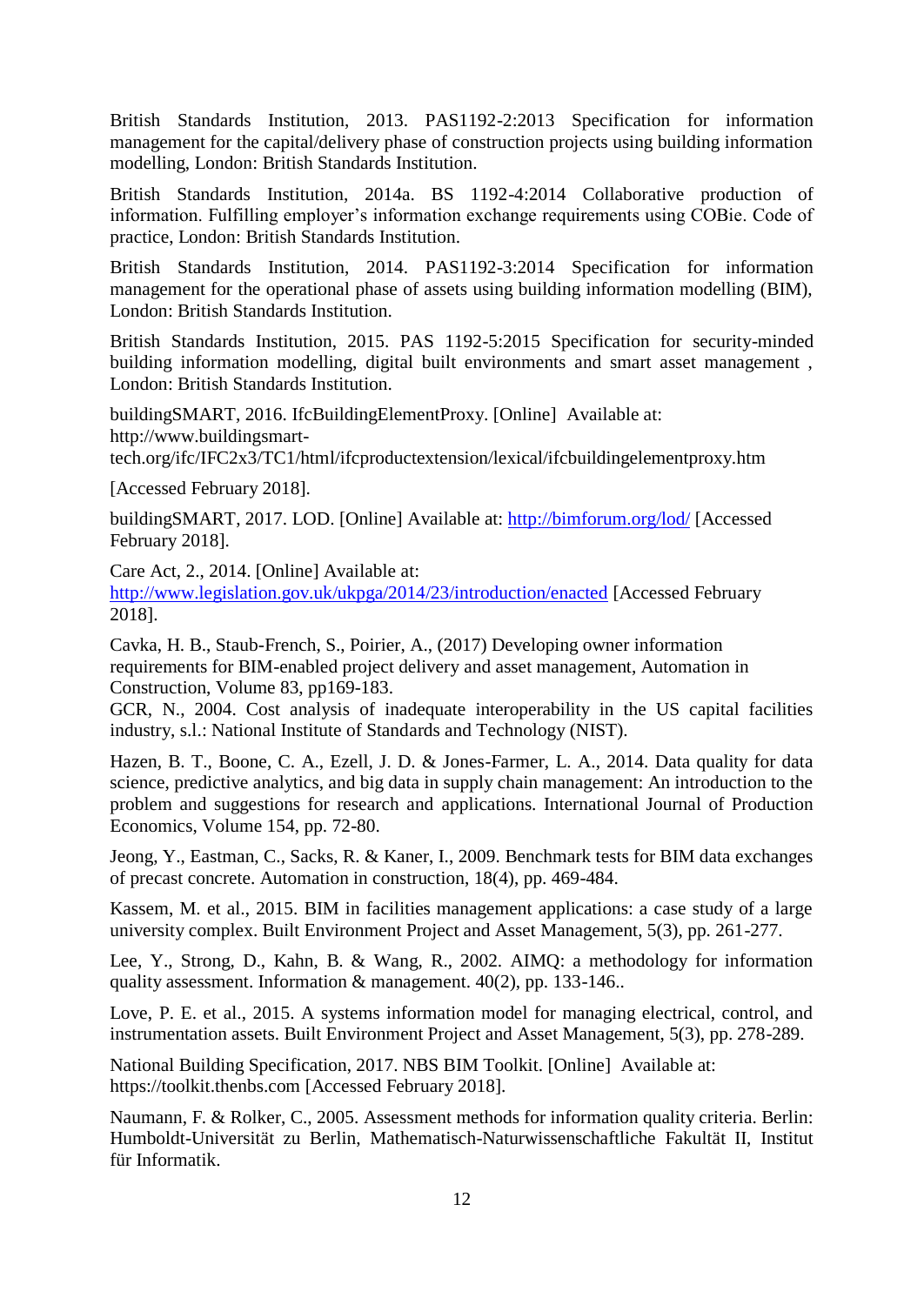British Standards Institution, 2013. PAS1192-2:2013 Specification for information management for the capital/delivery phase of construction projects using building information modelling, London: British Standards Institution.

British Standards Institution, 2014a. BS 1192-4:2014 Collaborative production of information. Fulfilling employer's information exchange requirements using COBie. Code of practice, London: British Standards Institution.

British Standards Institution, 2014. PAS1192-3:2014 Specification for information management for the operational phase of assets using building information modelling (BIM), London: British Standards Institution.

British Standards Institution, 2015. PAS 1192-5:2015 Specification for security-minded building information modelling, digital built environments and smart asset management , London: British Standards Institution.

buildingSMART, 2016. IfcBuildingElementProxy. [Online] Available at: http://www.buildingsmart-tech.org/ifc/IFC2x3/TC1/html/ifcproductextension/lexical/ifcbuildingelementproxy.htm

[Accessed February 2018].

buildingSMART, 2017. LOD. [Online] Available at: [http://bimforum.org/lod/](http://bimforum.org/lod/) [Accessed February 2018].

Care Act, 2., 2014. [Online] Available at: [http://www.legislation.gov.uk/ukpga/2014/23/introduction/enacted](http://www.legislation.gov.uk/ukpga/2014/23/introduction/enacted) [Accessed February 2018].

Cavka, H. B., Staub-French, S., Poirier, A., (2017) Developing owner information requirements for BIM-enabled project delivery and asset management, Automation in Construction, Volume 83, pp169-183.

GCR, N., 2004. Cost analysis of inadequate interoperability in the US capital facilities industry, s.l.: National Institute of Standards and Technology (NIST).

Hazen, B. T., Boone, C. A., Ezell, J. D. & Jones-Farmer, L. A., 2014. Data quality for data science, predictive analytics, and big data in supply chain management: An introduction to the problem and suggestions for research and applications. International Journal of Production Economics, Volume 154, pp. 72-80.

Jeong, Y., Eastman, C., Sacks, R. & Kaner, I., 2009. Benchmark tests for BIM data exchanges of precast concrete. Automation in construction, 18(4), pp. 469-484.

Kassem, M. et al., 2015. BIM in facilities management applications: a case study of a large university complex. Built Environment Project and Asset Management, 5(3), pp. 261-277.

Lee, Y., Strong, D., Kahn, B. & Wang, R., 2002. AIMQ: a methodology for information quality assessment. Information & management. 40(2), pp. 133-146..

Love, P. E. et al., 2015. A systems information model for managing electrical, control, and instrumentation assets. Built Environment Project and Asset Management, 5(3), pp. 278-289.

National Building Specification, 2017. NBS BIM Toolkit. [Online] Available at: https://toolkit.thenbs.com [Accessed February 2018].

Naumann, F. & Rolker, C., 2005. Assessment methods for information quality criteria. Berlin: Humboldt-Universität zu Berlin, Mathematisch-Naturwissenschaftliche Fakultät II, Institut für Informatik.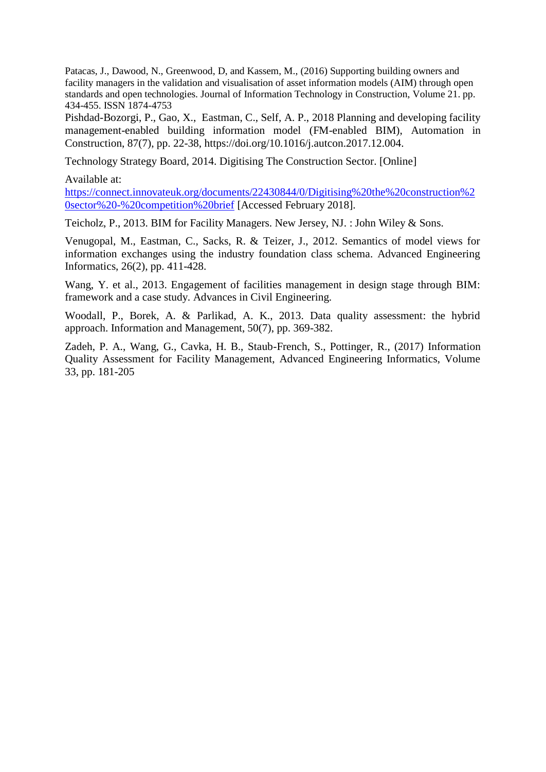Patacas, J., Dawood, N., Greenwood, D, and Kassem, M., (2016) Supporting building owners and facility managers in the validation and visualisation of asset information models (AIM) through open standards and open technologies. Journal of Information Technology in Construction, Volume 21. pp. 434-455. ISSN 1874-4753

Pishdad-Bozorgi, P., Gao, X., Eastman, C., Self, A. P., 2018 Planning and developing facility management-enabled building information model (FM-enabled BIM), Automation in Construction, 87(7), pp. 22-38, https://doi.org/10.1016/j.autcon.2017.12.004.

Technology Strategy Board, 2014. Digitising The Construction Sector. [Online]

Available at: https://connect.innovateuk.org/documents/22430844/0/Digitising%20the%20construction%20sector%20-%20competition%20brief [Accessed February 2018].

Teicholz, P., 2013. BIM for Facility Managers. New Jersey, NJ. : John Wiley & Sons.

Venugopal, M., Eastman, C., Sacks, R. & Teizer, J., 2012. Semantics of model views for information exchanges using the industry foundation class schema. Advanced Engineering Informatics, 26(2), pp. 411-428.

Wang, Y. et al., 2013. Engagement of facilities management in design stage through BIM: framework and a case study. Advances in Civil Engineering.

Woodall, P., Borek, A. & Parlikad, A. K., 2013. Data quality assessment: the hybrid approach. Information and Management, 50(7), pp. 369-382.

Zadeh, P. A., Wang, G., Cavka, H. B., Staub-French, S., Pottinger, R., (2017) Information Quality Assessment for Facility Management, Advanced Engineering Informatics, Volume 33, pp. 181-205